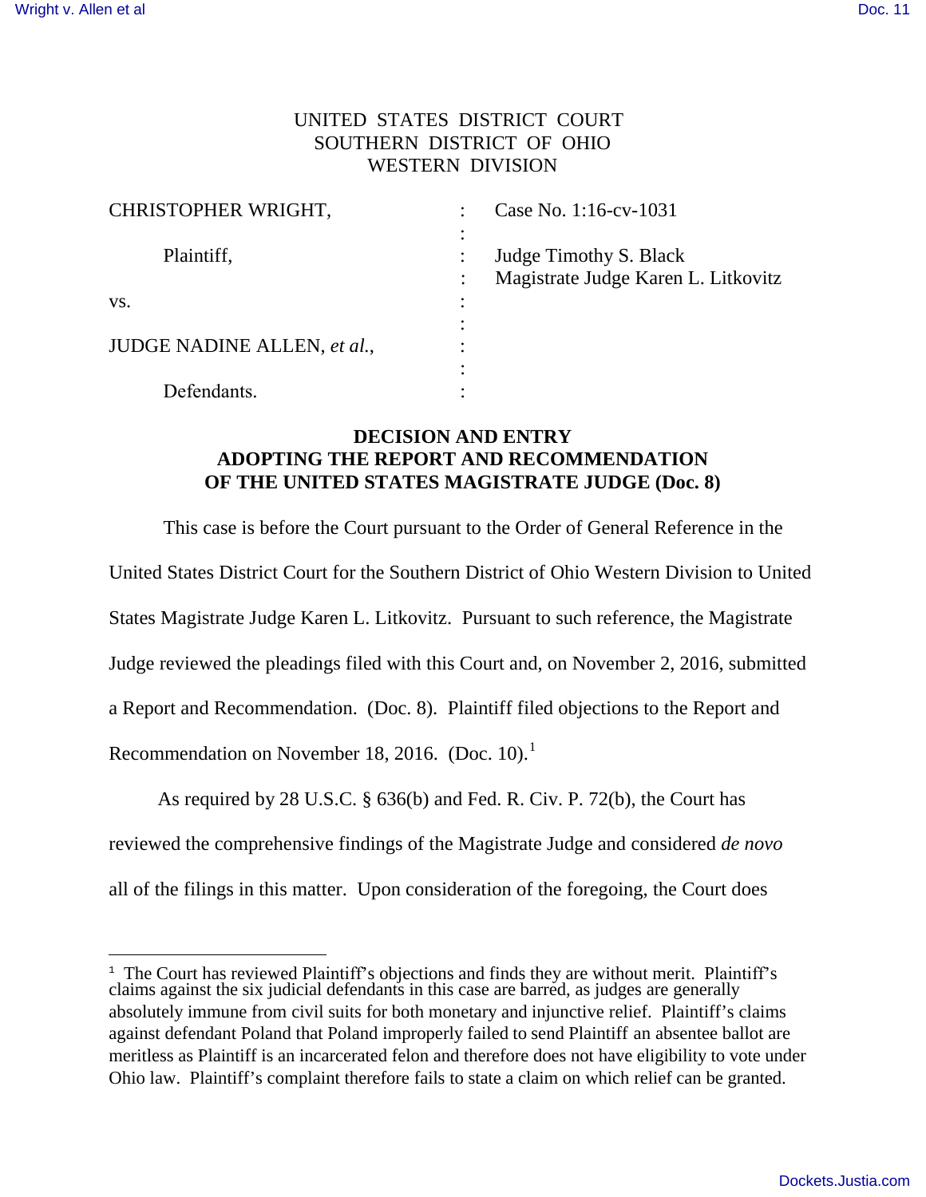UNITED STATES DISTRICT COURT
SOUTHERN DISTRICT OF OHIO
WESTERN DIVISION

| | | |
|---|---|---|
| CHRISTOPHER WRIGHT, | : | Case No. 1:16-cv-1031 |
| Plaintiff, | : | Judge Timothy S. Black |
| | : | Magistrate Judge Karen L. Litkovitz |
| vs. | : | |
| JUDGE NADINE ALLEN, *et al.*, | : | |
| Defendants. | : | |

**DECISION AND ENTRY**
**ADOPTING THE REPORT AND RECOMMENDATION**
**OF THE UNITED STATES MAGISTRATE JUDGE (Doc. 8)**

This case is before the Court pursuant to the Order of General Reference in the United States District Court for the Southern District of Ohio Western Division to United States Magistrate Judge Karen L. Litkovitz. Pursuant to such reference, the Magistrate Judge reviewed the pleadings filed with this Court and, on November 2, 2016, submitted a Report and Recommendation. (Doc. 8). Plaintiff filed objections to the Report and Recommendation on November 18, 2016. (Doc. 10).[1]

As required by 28 U.S.C. § 636(b) and Fed. R. Civ. P. 72(b), the Court has reviewed the comprehensive findings of the Magistrate Judge and considered *de novo* all of the filings in this matter. Upon consideration of the foregoing, the Court does

[1] The Court has reviewed Plaintiff's objections and finds they are without merit. Plaintiff's claims against the six judicial defendants in this case are barred, as judges are generally absolutely immune from civil suits for both monetary and injunctive relief. Plaintiff's claims against defendant Poland that Poland improperly failed to send Plaintiff an absentee ballot are meritless as Plaintiff is an incarcerated felon and therefore does not have eligibility to vote under Ohio law. Plaintiff's complaint therefore fails to state a claim on which relief can be granted.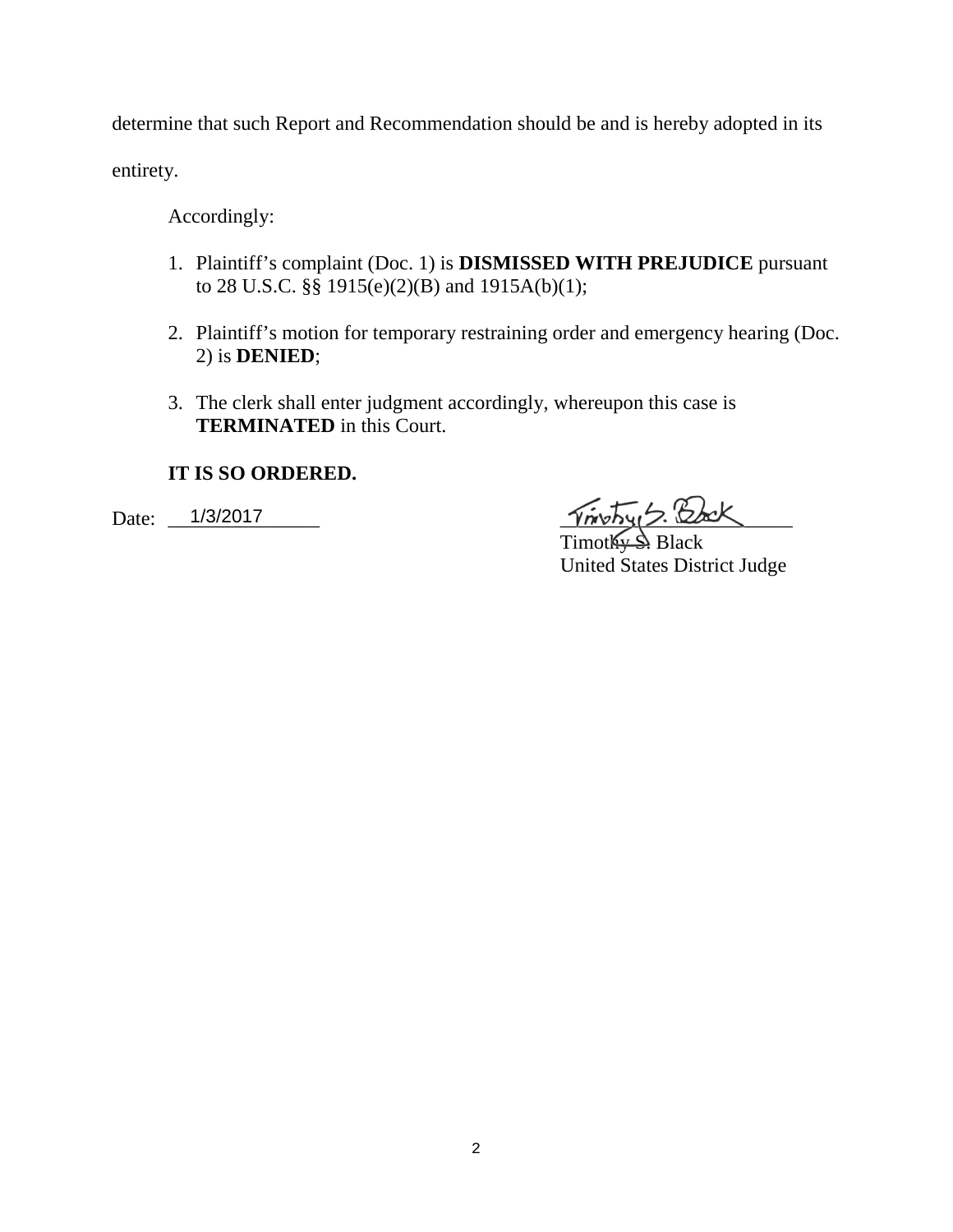determine that such Report and Recommendation should be and is hereby adopted in its entirety.

Accordingly:

1. Plaintiff's complaint (Doc. 1) is **DISMISSED WITH PREJUDICE** pursuant to 28 U.S.C. §§ 1915(e)(2)(B) and 1915A(b)(1);

2. Plaintiff's motion for temporary restraining order and emergency hearing (Doc. 2) is **DENIED**;

3. The clerk shall enter judgment accordingly, whereupon this case is **TERMINATED** in this Court.

**IT IS SO ORDERED.**

Date: 1/3/2017

Timothy S. Black
United States District Judge